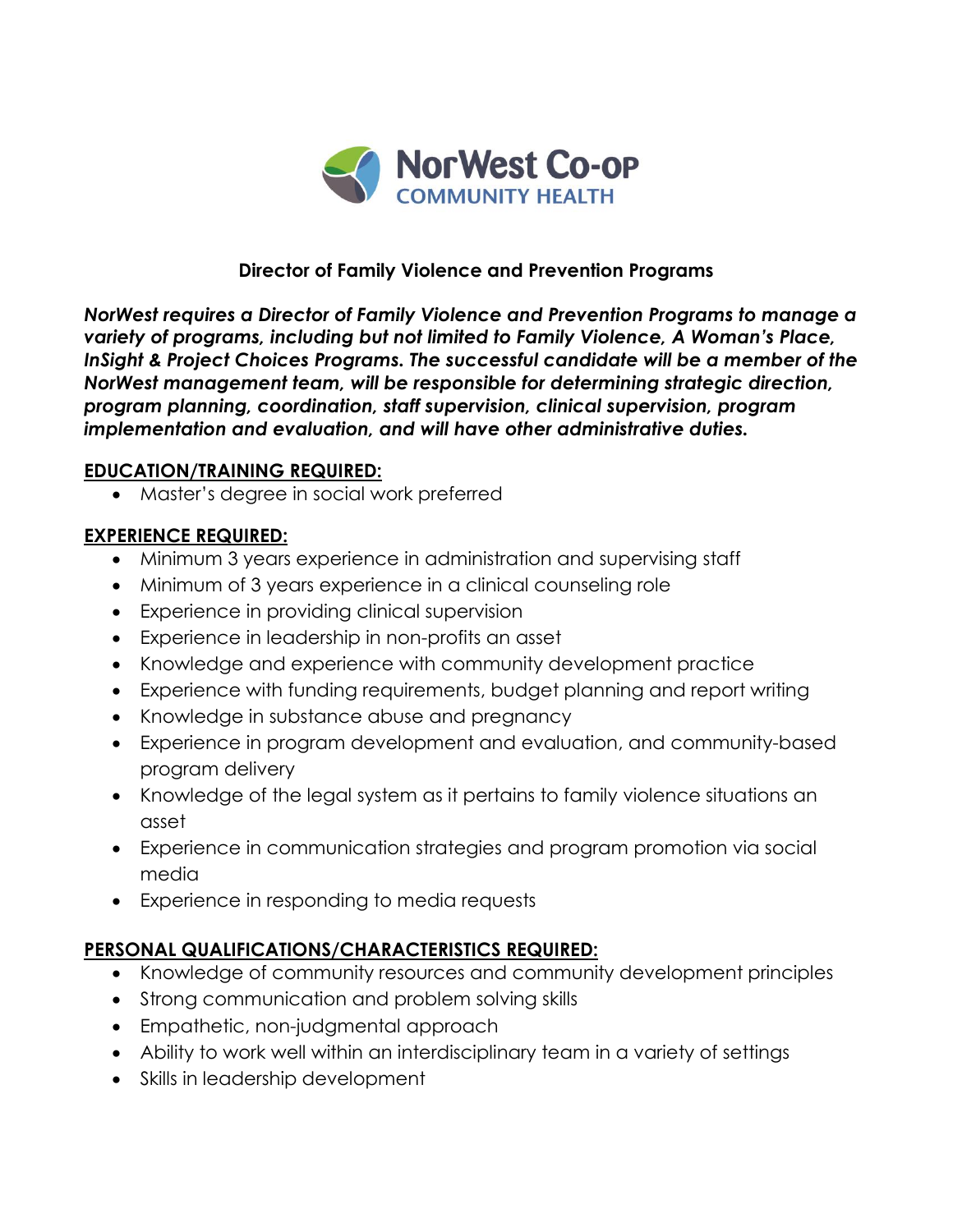NorWest Co-op
COMMUNITY HEALTH

# Director of Family Violence and Prevention Programs

***NorWest requires a Director of Family Violence and Prevention Programs to manage a variety of programs, including but not limited to Family Violence, A Woman's Place, InSight & Project Choices Programs. The successful candidate will be a member of the NorWest management team, will be responsible for determining strategic direction, program planning, coordination, staff supervision, clinical supervision, program implementation and evaluation, and will have other administrative duties.***

## EDUCATION/TRAINING REQUIRED:

- Master's degree in social work preferred

## EXPERIENCE REQUIRED:

- Minimum 3 years experience in administration and supervising staff
- Minimum of 3 years experience in a clinical counseling role
- Experience in providing clinical supervision
- Experience in leadership in non-profits an asset
- Knowledge and experience with community development practice
- Experience with funding requirements, budget planning and report writing
- Knowledge in substance abuse and pregnancy
- Experience in program development and evaluation, and community-based program delivery
- Knowledge of the legal system as it pertains to family violence situations an asset
- Experience in communication strategies and program promotion via social media
- Experience in responding to media requests

## PERSONAL QUALIFICATIONS/CHARACTERISTICS REQUIRED:

- Knowledge of community resources and community development principles
- Strong communication and problem solving skills
- Empathetic, non-judgmental approach
- Ability to work well within an interdisciplinary team in a variety of settings
- Skills in leadership development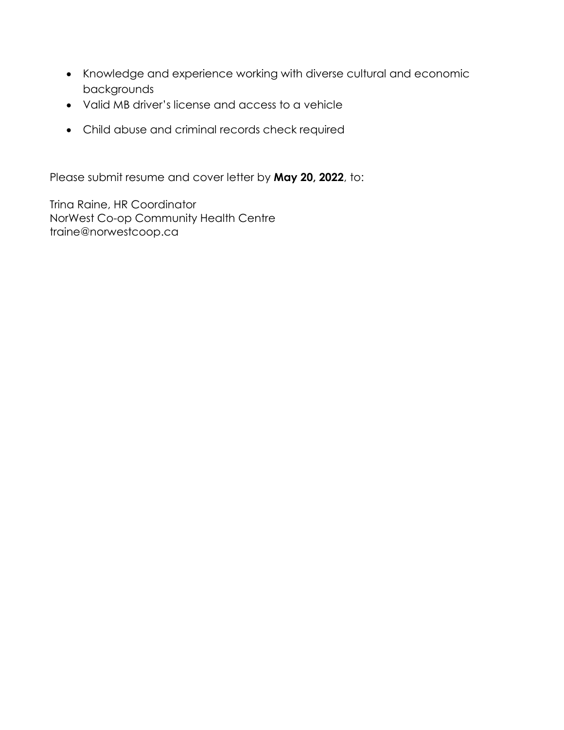- Knowledge and experience working with diverse cultural and economic backgrounds
- Valid MB driver's license and access to a vehicle
- Child abuse and criminal records check required

Please submit resume and cover letter by **May 20, 2022**, to:

Trina Raine, HR Coordinator
NorWest Co-op Community Health Centre
traine@norwestcoop.ca